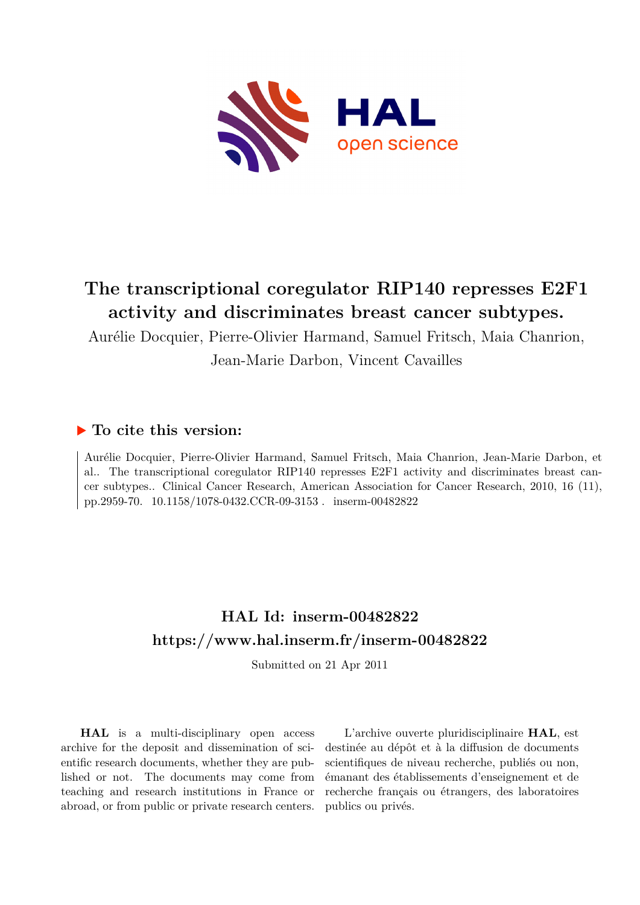# The transcriptional coregulator RIP140 represses E2F1 activity and discriminates breast cancer subtypes.

Aurélie Docquier, Pierre-Olivier Harmand, Samuel Fritsch, Maia Chanrion, Jean-Marie Darbon, Vincent Cavailles

## ▶ To cite this version:

Aurélie Docquier, Pierre-Olivier Harmand, Samuel Fritsch, Maia Chanrion, Jean-Marie Darbon, et al.. The transcriptional coregulator RIP140 represses E2F1 activity and discriminates breast cancer subtypes.. Clinical Cancer Research, American Association for Cancer Research, 2010, 16 (11), pp.2959-70. 10.1158/1078-0432.CCR-09-3153 . inserm-00482822

## HAL Id: inserm-00482822
## https://www.hal.inserm.fr/inserm-00482822

Submitted on 21 Apr 2011

**HAL** is a multi-disciplinary open access archive for the deposit and dissemination of scientific research documents, whether they are published or not. The documents may come from teaching and research institutions in France or abroad, or from public or private research centers.

L'archive ouverte pluridisciplinaire **HAL**, est destinée au dépôt et à la diffusion de documents scientifiques de niveau recherche, publiés ou non, émanant des établissements d'enseignement et de recherche français ou étrangers, des laboratoires publics ou privés.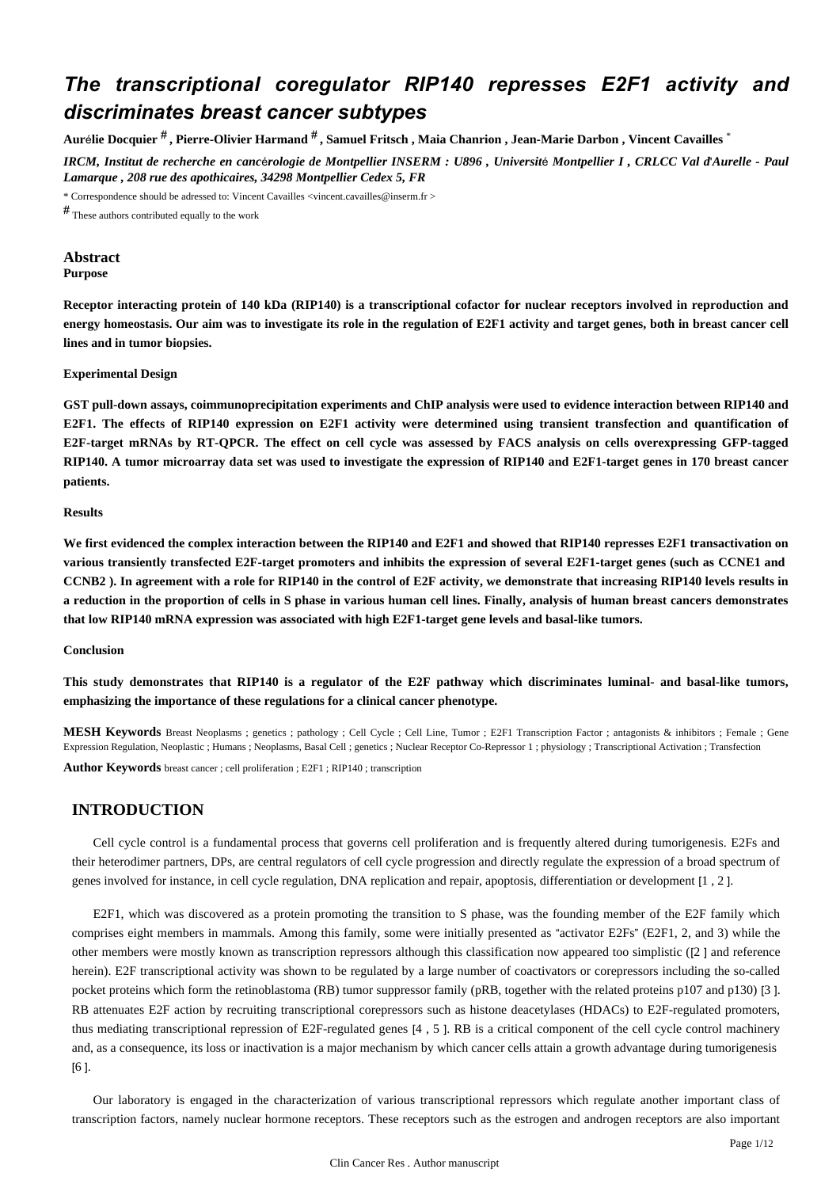# The transcriptional coregulator RIP140 represses E2F1 activity and discriminates breast cancer subtypes

**Aurélie Docquier [#] , Pierre-Olivier Harmand [#] , Samuel Fritsch , Maia Chanrion , Jean-Marie Darbon , Vincent Cavailles [*]**

*IRCM, Institut de recherche en cancérologie de Montpellier INSERM : U896 , Université Montpellier I , CRLCC Val d'Aurelle - Paul Lamarque , 208 rue des apothicaires, 34298 Montpellier Cedex 5, FR*

[*] Correspondence should be adressed to: Vincent Cavailles <vincent.cavailles@inserm.fr >

[#] These authors contributed equally to the work

## Abstract

### Purpose

**Receptor interacting protein of 140 kDa (RIP140) is a transcriptional cofactor for nuclear receptors involved in reproduction and energy homeostasis. Our aim was to investigate its role in the regulation of E2F1 activity and target genes, both in breast cancer cell lines and in tumor biopsies.**

### Experimental Design

**GST pull-down assays, coimmunoprecipitation experiments and ChIP analysis were used to evidence interaction between RIP140 and E2F1. The effects of RIP140 expression on E2F1 activity were determined using transient transfection and quantification of E2F-target mRNAs by RT-QPCR. The effect on cell cycle was assessed by FACS analysis on cells overexpressing GFP-tagged RIP140. A tumor microarray data set was used to investigate the expression of RIP140 and E2F1-target genes in 170 breast cancer patients.**

### Results

**We first evidenced the complex interaction between the RIP140 and E2F1 and showed that RIP140 represses E2F1 transactivation on various transiently transfected E2F-target promoters and inhibits the expression of several E2F1-target genes (such as CCNE1 and CCNB2 ). In agreement with a role for RIP140 in the control of E2F activity, we demonstrate that increasing RIP140 levels results in a reduction in the proportion of cells in S phase in various human cell lines. Finally, analysis of human breast cancers demonstrates that low RIP140 mRNA expression was associated with high E2F1-target gene levels and basal-like tumors.**

### Conclusion

**This study demonstrates that RIP140 is a regulator of the E2F pathway which discriminates luminal- and basal-like tumors, emphasizing the importance of these regulations for a clinical cancer phenotype.**

**MESH Keywords** Breast Neoplasms ; genetics ; pathology ; Cell Cycle ; Cell Line, Tumor ; E2F1 Transcription Factor ; antagonists & inhibitors ; Female ; Gene Expression Regulation, Neoplastic ; Humans ; Neoplasms, Basal Cell ; genetics ; Nuclear Receptor Co-Repressor 1 ; physiology ; Transcriptional Activation ; Transfection

**Author Keywords** breast cancer ; cell proliferation ; E2F1 ; RIP140 ; transcription

## INTRODUCTION

Cell cycle control is a fundamental process that governs cell proliferation and is frequently altered during tumorigenesis. E2Fs and their heterodimer partners, DPs, are central regulators of cell cycle progression and directly regulate the expression of a broad spectrum of genes involved for instance, in cell cycle regulation, DNA replication and repair, apoptosis, differentiation or development [1 , 2 ].

E2F1, which was discovered as a protein promoting the transition to S phase, was the founding member of the E2F family which comprises eight members in mammals. Among this family, some were initially presented as "activator E2Fs" (E2F1, 2, and 3) while the other members were mostly known as transcription repressors although this classification now appeared too simplistic ([2 ] and reference herein). E2F transcriptional activity was shown to be regulated by a large number of coactivators or corepressors including the so-called pocket proteins which form the retinoblastoma (RB) tumor suppressor family (pRB, together with the related proteins p107 and p130) [3 ]. RB attenuates E2F action by recruiting transcriptional corepressors such as histone deacetylases (HDACs) to E2F-regulated promoters, thus mediating transcriptional repression of E2F-regulated genes [4 , 5 ]. RB is a critical component of the cell cycle control machinery and, as a consequence, its loss or inactivation is a major mechanism by which cancer cells attain a growth advantage during tumorigenesis [6 ].

Our laboratory is engaged in the characterization of various transcriptional repressors which regulate another important class of transcription factors, namely nuclear hormone receptors. These receptors such as the estrogen and androgen receptors are also important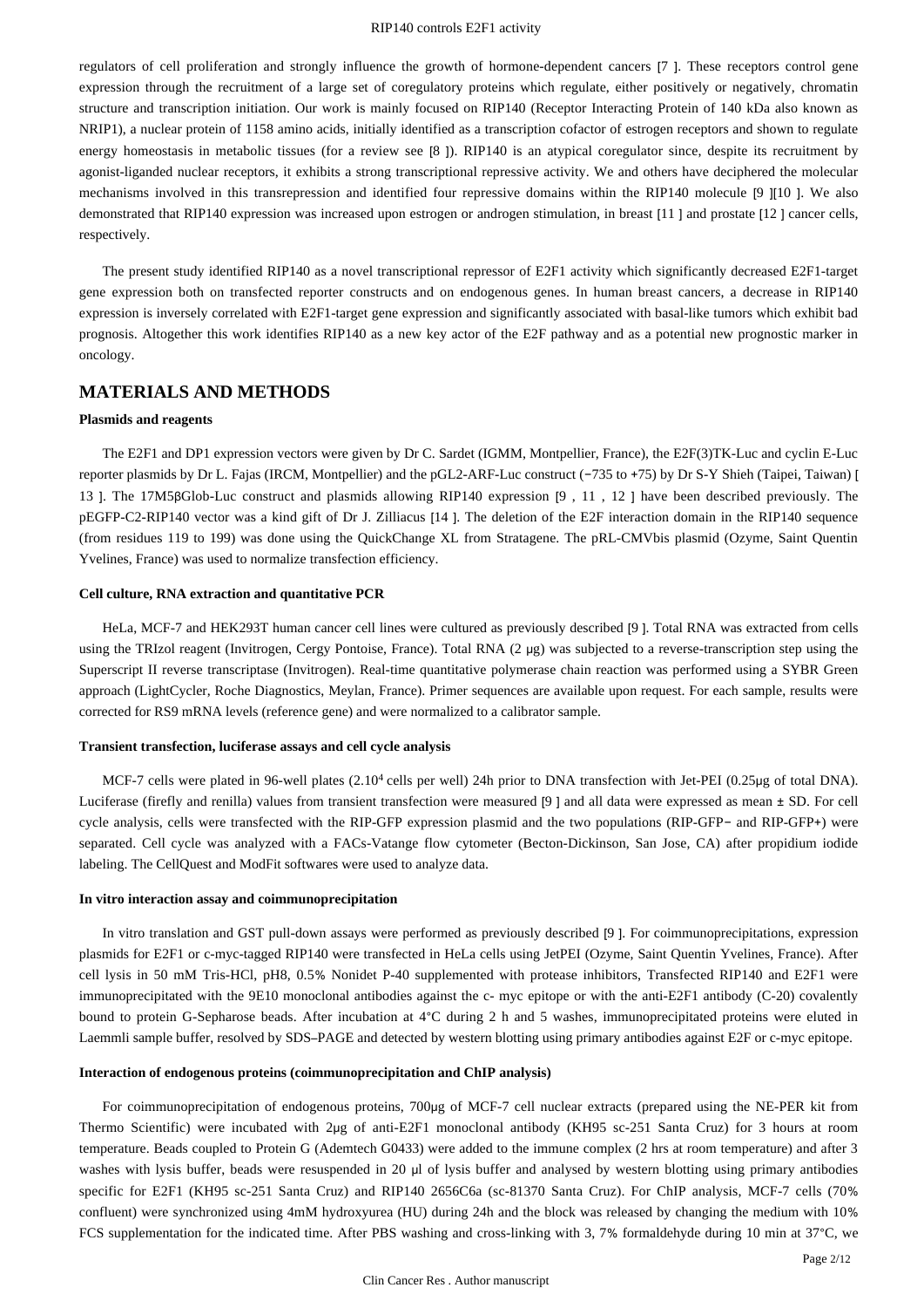regulators of cell proliferation and strongly influence the growth of hormone-dependent cancers [7 ]. These receptors control gene expression through the recruitment of a large set of coregulatory proteins which regulate, either positively or negatively, chromatin structure and transcription initiation. Our work is mainly focused on RIP140 (Receptor Interacting Protein of 140 kDa also known as NRIP1), a nuclear protein of 1158 amino acids, initially identified as a transcription cofactor of estrogen receptors and shown to regulate energy homeostasis in metabolic tissues (for a review see [8 ]). RIP140 is an atypical coregulator since, despite its recruitment by agonist-liganded nuclear receptors, it exhibits a strong transcriptional repressive activity. We and others have deciphered the molecular mechanisms involved in this transrepression and identified four repressive domains within the RIP140 molecule [9 ][10 ]. We also demonstrated that RIP140 expression was increased upon estrogen or androgen stimulation, in breast [11 ] and prostate [12 ] cancer cells, respectively.

The present study identified RIP140 as a novel transcriptional repressor of E2F1 activity which significantly decreased E2F1-target gene expression both on transfected reporter constructs and on endogenous genes. In human breast cancers, a decrease in RIP140 expression is inversely correlated with E2F1-target gene expression and significantly associated with basal-like tumors which exhibit bad prognosis. Altogether this work identifies RIP140 as a new key actor of the E2F pathway and as a potential new prognostic marker in oncology.

## MATERIALS AND METHODS

### Plasmids and reagents

The E2F1 and DP1 expression vectors were given by Dr C. Sardet (IGMM, Montpellier, France), the E2F(3)TK-Luc and cyclin E-Luc reporter plasmids by Dr L. Fajas (IRCM, Montpellier) and the pGL2-ARF-Luc construct (−735 to +75) by Dr S-Y Shieh (Taipei, Taiwan) [ 13 ]. The 17M5βGlob-Luc construct and plasmids allowing RIP140 expression [9 , 11 , 12 ] have been described previously. The pEGFP-C2-RIP140 vector was a kind gift of Dr J. Zilliacus [14 ]. The deletion of the E2F interaction domain in the RIP140 sequence (from residues 119 to 199) was done using the QuickChange XL from Stratagene. The pRL-CMVbis plasmid (Ozyme, Saint Quentin Yvelines, France) was used to normalize transfection efficiency.

### Cell culture, RNA extraction and quantitative PCR

HeLa, MCF-7 and HEK293T human cancer cell lines were cultured as previously described [9 ]. Total RNA was extracted from cells using the TRIzol reagent (Invitrogen, Cergy Pontoise, France). Total RNA (2 μg) was subjected to a reverse-transcription step using the Superscript II reverse transcriptase (Invitrogen). Real-time quantitative polymerase chain reaction was performed using a SYBR Green approach (LightCycler, Roche Diagnostics, Meylan, France). Primer sequences are available upon request. For each sample, results were corrected for RS9 mRNA levels (reference gene) and were normalized to a calibrator sample.

### Transient transfection, luciferase assays and cell cycle analysis

MCF-7 cells were plated in 96-well plates ($2.10^4$ cells per well) 24h prior to DNA transfection with Jet-PEI (0.25μg of total DNA). Luciferase (firefly and renilla) values from transient transfection were measured [9 ] and all data were expressed as mean ± SD. For cell cycle analysis, cells were transfected with the RIP-GFP expression plasmid and the two populations (RIP-GFP− and RIP-GFP+) were separated. Cell cycle was analyzed with a FACs-Vatange flow cytometer (Becton-Dickinson, San Jose, CA) after propidium iodide labeling. The CellQuest and ModFit softwares were used to analyze data.

### In vitro interaction assay and coimmunoprecipitation

In vitro translation and GST pull-down assays were performed as previously described [9 ]. For coimmunoprecipitations, expression plasmids for E2F1 or c-myc-tagged RIP140 were transfected in HeLa cells using JetPEI (Ozyme, Saint Quentin Yvelines, France). After cell lysis in 50 mM Tris-HCl, pH8, 0.5% Nonidet P-40 supplemented with protease inhibitors, Transfected RIP140 and E2F1 were immunoprecipitated with the 9E10 monoclonal antibodies against the c- myc epitope or with the anti-E2F1 antibody (C-20) covalently bound to protein G-Sepharose beads. After incubation at 4°C during 2 h and 5 washes, immunoprecipitated proteins were eluted in Laemmli sample buffer, resolved by SDS–PAGE and detected by western blotting using primary antibodies against E2F or c-myc epitope.

### Interaction of endogenous proteins (coimmunoprecipitation and ChIP analysis)

For coimmunoprecipitation of endogenous proteins, 700μg of MCF-7 cell nuclear extracts (prepared using the NE-PER kit from Thermo Scientific) were incubated with 2μg of anti-E2F1 monoclonal antibody (KH95 sc-251 Santa Cruz) for 3 hours at room temperature. Beads coupled to Protein G (Ademtech G0433) were added to the immune complex (2 hrs at room temperature) and after 3 washes with lysis buffer, beads were resuspended in 20 μl of lysis buffer and analysed by western blotting using primary antibodies specific for E2F1 (KH95 sc-251 Santa Cruz) and RIP140 2656C6a (sc-81370 Santa Cruz). For ChIP analysis, MCF-7 cells (70% confluent) were synchronized using 4mM hydroxyurea (HU) during 24h and the block was released by changing the medium with 10% FCS supplementation for the indicated time. After PBS washing and cross-linking with 3, 7% formaldehyde during 10 min at 37°C, we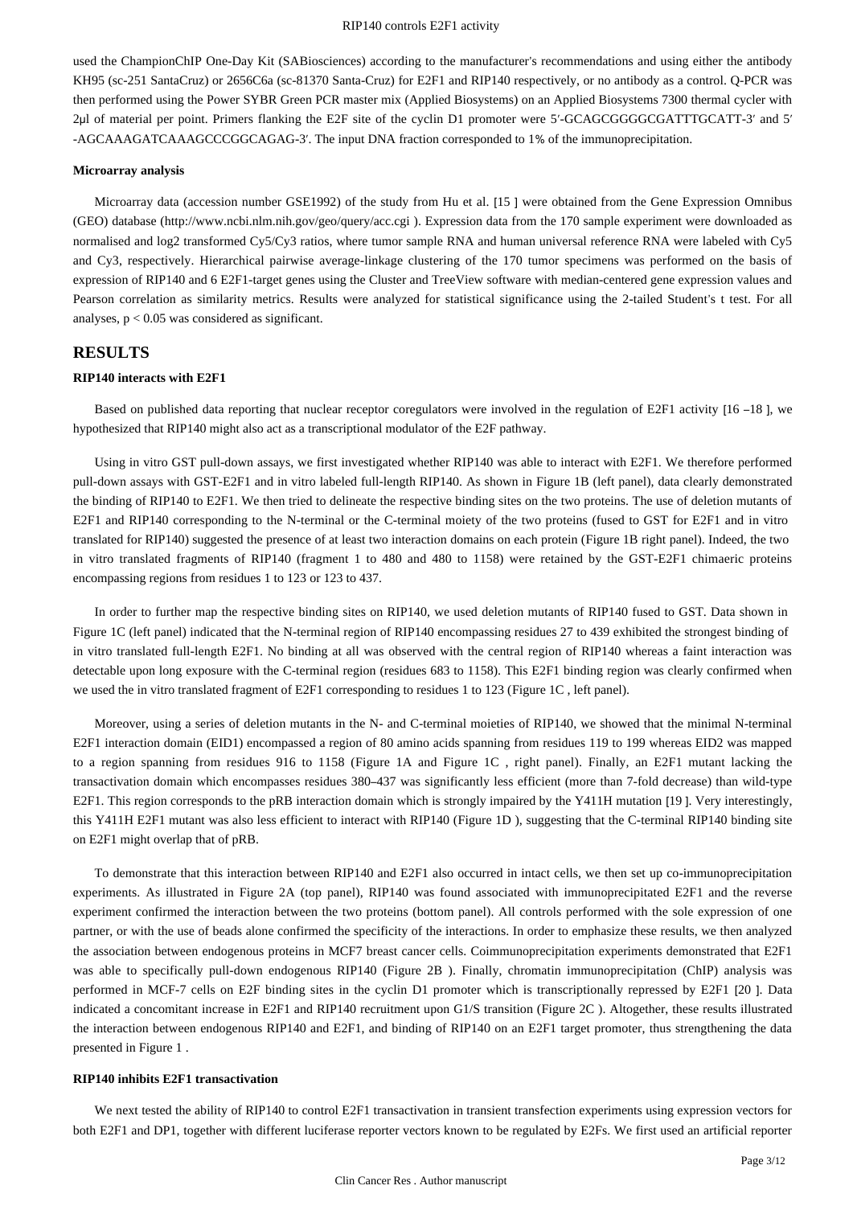used the ChampionChIP One-Day Kit (SABiosciences) according to the manufacturer's recommendations and using either the antibody KH95 (sc-251 SantaCruz) or 2656C6a (sc-81370 Santa-Cruz) for E2F1 and RIP140 respectively, or no antibody as a control. Q-PCR was then performed using the Power SYBR Green PCR master mix (Applied Biosystems) on an Applied Biosystems 7300 thermal cycler with 2μl of material per point. Primers flanking the E2F site of the cyclin D1 promoter were 5′-GCAGCGGGGCGATTTGCATT-3′ and 5′ -AGCAAAGATCAAAGCCCGGCAGAG-3′. The input DNA fraction corresponded to 1% of the immunoprecipitation.

### Microarray analysis

Microarray data (accession number GSE1992) of the study from Hu et al. [15 ] were obtained from the Gene Expression Omnibus (GEO) database (http://www.ncbi.nlm.nih.gov/geo/query/acc.cgi ). Expression data from the 170 sample experiment were downloaded as normalised and log2 transformed Cy5/Cy3 ratios, where tumor sample RNA and human universal reference RNA were labeled with Cy5 and Cy3, respectively. Hierarchical pairwise average-linkage clustering of the 170 tumor specimens was performed on the basis of expression of RIP140 and 6 E2F1-target genes using the Cluster and TreeView software with median-centered gene expression values and Pearson correlation as similarity metrics. Results were analyzed for statistical significance using the 2-tailed Student's t test. For all analyses, $p < 0.05$ was considered as significant.

## RESULTS

### RIP140 interacts with E2F1

Based on published data reporting that nuclear receptor coregulators were involved in the regulation of E2F1 activity [16 –18 ], we hypothesized that RIP140 might also act as a transcriptional modulator of the E2F pathway.

Using in vitro GST pull-down assays, we first investigated whether RIP140 was able to interact with E2F1. We therefore performed pull-down assays with GST-E2F1 and in vitro labeled full-length RIP140. As shown in Figure 1B (left panel), data clearly demonstrated the binding of RIP140 to E2F1. We then tried to delineate the respective binding sites on the two proteins. The use of deletion mutants of E2F1 and RIP140 corresponding to the N-terminal or the C-terminal moiety of the two proteins (fused to GST for E2F1 and in vitro translated for RIP140) suggested the presence of at least two interaction domains on each protein (Figure 1B right panel). Indeed, the two in vitro translated fragments of RIP140 (fragment 1 to 480 and 480 to 1158) were retained by the GST-E2F1 chimaeric proteins encompassing regions from residues 1 to 123 or 123 to 437.

In order to further map the respective binding sites on RIP140, we used deletion mutants of RIP140 fused to GST. Data shown in Figure 1C (left panel) indicated that the N-terminal region of RIP140 encompassing residues 27 to 439 exhibited the strongest binding of in vitro translated full-length E2F1. No binding at all was observed with the central region of RIP140 whereas a faint interaction was detectable upon long exposure with the C-terminal region (residues 683 to 1158). This E2F1 binding region was clearly confirmed when we used the in vitro translated fragment of E2F1 corresponding to residues 1 to 123 (Figure 1C , left panel).

Moreover, using a series of deletion mutants in the N- and C-terminal moieties of RIP140, we showed that the minimal N-terminal E2F1 interaction domain (EID1) encompassed a region of 80 amino acids spanning from residues 119 to 199 whereas EID2 was mapped to a region spanning from residues 916 to 1158 (Figure 1A and Figure 1C , right panel). Finally, an E2F1 mutant lacking the transactivation domain which encompasses residues 380–437 was significantly less efficient (more than 7-fold decrease) than wild-type E2F1. This region corresponds to the pRB interaction domain which is strongly impaired by the Y411H mutation [19 ]. Very interestingly, this Y411H E2F1 mutant was also less efficient to interact with RIP140 (Figure 1D ), suggesting that the C-terminal RIP140 binding site on E2F1 might overlap that of pRB.

To demonstrate that this interaction between RIP140 and E2F1 also occurred in intact cells, we then set up co-immunoprecipitation experiments. As illustrated in Figure 2A (top panel), RIP140 was found associated with immunoprecipitated E2F1 and the reverse experiment confirmed the interaction between the two proteins (bottom panel). All controls performed with the sole expression of one partner, or with the use of beads alone confirmed the specificity of the interactions. In order to emphasize these results, we then analyzed the association between endogenous proteins in MCF7 breast cancer cells. Coimmunoprecipitation experiments demonstrated that E2F1 was able to specifically pull-down endogenous RIP140 (Figure 2B ). Finally, chromatin immunoprecipitation (ChIP) analysis was performed in MCF-7 cells on E2F binding sites in the cyclin D1 promoter which is transcriptionally repressed by E2F1 [20 ]. Data indicated a concomitant increase in E2F1 and RIP140 recruitment upon G1/S transition (Figure 2C ). Altogether, these results illustrated the interaction between endogenous RIP140 and E2F1, and binding of RIP140 on an E2F1 target promoter, thus strengthening the data presented in Figure 1 .

### RIP140 inhibits E2F1 transactivation

We next tested the ability of RIP140 to control E2F1 transactivation in transient transfection experiments using expression vectors for both E2F1 and DP1, together with different luciferase reporter vectors known to be regulated by E2Fs. We first used an artificial reporter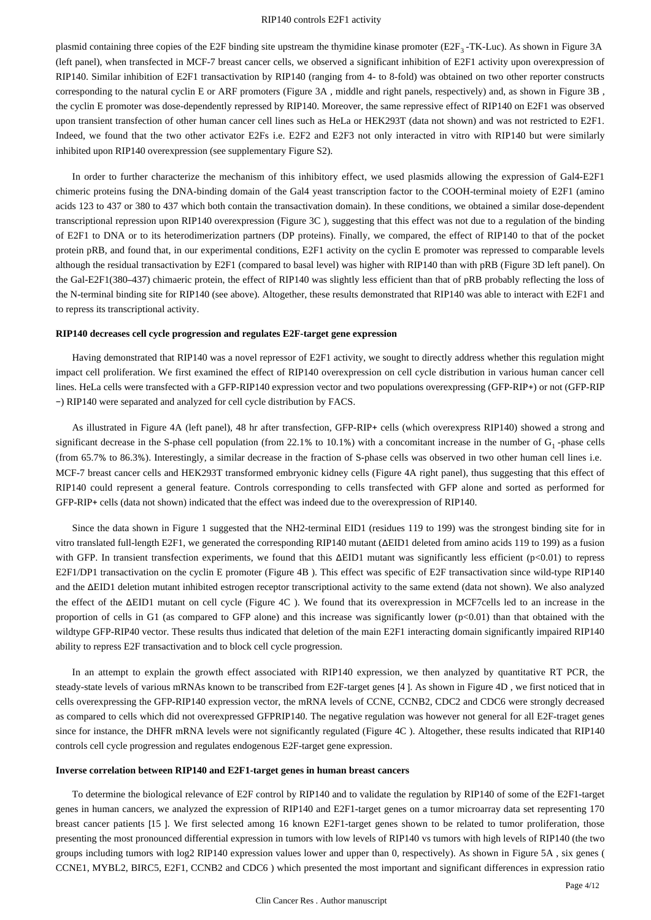plasmid containing three copies of the E2F binding site upstream the thymidine kinase promoter ($E2F_3$-TK-Luc). As shown in Figure 3A (left panel), when transfected in MCF-7 breast cancer cells, we observed a significant inhibition of E2F1 activity upon overexpression of RIP140. Similar inhibition of E2F1 transactivation by RIP140 (ranging from 4- to 8-fold) was obtained on two other reporter constructs corresponding to the natural cyclin E or ARF promoters (Figure 3A , middle and right panels, respectively) and, as shown in Figure 3B , the cyclin E promoter was dose-dependently repressed by RIP140. Moreover, the same repressive effect of RIP140 on E2F1 was observed upon transient transfection of other human cancer cell lines such as HeLa or HEK293T (data not shown) and was not restricted to E2F1. Indeed, we found that the two other activator E2Fs i.e. E2F2 and E2F3 not only interacted in vitro with RIP140 but were similarly inhibited upon RIP140 overexpression (see supplementary Figure S2).

In order to further characterize the mechanism of this inhibitory effect, we used plasmids allowing the expression of Gal4-E2F1 chimeric proteins fusing the DNA-binding domain of the Gal4 yeast transcription factor to the COOH-terminal moiety of E2F1 (amino acids 123 to 437 or 380 to 437 which both contain the transactivation domain). In these conditions, we obtained a similar dose-dependent transcriptional repression upon RIP140 overexpression (Figure 3C ), suggesting that this effect was not due to a regulation of the binding of E2F1 to DNA or to its heterodimerization partners (DP proteins). Finally, we compared, the effect of RIP140 to that of the pocket protein pRB, and found that, in our experimental conditions, E2F1 activity on the cyclin E promoter was repressed to comparable levels although the residual transactivation by E2F1 (compared to basal level) was higher with RIP140 than with pRB (Figure 3D left panel). On the Gal-E2F1(380–437) chimaeric protein, the effect of RIP140 was slightly less efficient than that of pRB probably reflecting the loss of the N-terminal binding site for RIP140 (see above). Altogether, these results demonstrated that RIP140 was able to interact with E2F1 and to repress its transcriptional activity.

### RIP140 decreases cell cycle progression and regulates E2F-target gene expression

Having demonstrated that RIP140 was a novel repressor of E2F1 activity, we sought to directly address whether this regulation might impact cell proliferation. We first examined the effect of RIP140 overexpression on cell cycle distribution in various human cancer cell lines. HeLa cells were transfected with a GFP-RIP140 expression vector and two populations overexpressing (GFP-RIP+) or not (GFP-RIP −) RIP140 were separated and analyzed for cell cycle distribution by FACS.

As illustrated in Figure 4A (left panel), 48 hr after transfection, GFP-RIP+ cells (which overexpress RIP140) showed a strong and significant decrease in the S-phase cell population (from 22.1% to 10.1%) with a concomitant increase in the number of $G_1$ -phase cells (from 65.7% to 86.3%). Interestingly, a similar decrease in the fraction of S-phase cells was observed in two other human cell lines i.e. MCF-7 breast cancer cells and HEK293T transformed embryonic kidney cells (Figure 4A right panel), thus suggesting that this effect of RIP140 could represent a general feature. Controls corresponding to cells transfected with GFP alone and sorted as performed for GFP-RIP+ cells (data not shown) indicated that the effect was indeed due to the overexpression of RIP140.

Since the data shown in Figure 1 suggested that the NH2-terminal EID1 (residues 119 to 199) was the strongest binding site for in vitro translated full-length E2F1, we generated the corresponding RIP140 mutant (ΔEID1 deleted from amino acids 119 to 199) as a fusion with GFP. In transient transfection experiments, we found that this ΔEID1 mutant was significantly less efficient ($p<0.01$) to repress E2F1/DP1 transactivation on the cyclin E promoter (Figure 4B ). This effect was specific of E2F transactivation since wild-type RIP140 and the ΔEID1 deletion mutant inhibited estrogen receptor transcriptional activity to the same extend (data not shown). We also analyzed the effect of the ΔEID1 mutant on cell cycle (Figure 4C ). We found that its overexpression in MCF7cells led to an increase in the proportion of cells in G1 (as compared to GFP alone) and this increase was significantly lower ($p<0.01$) than that obtained with the wildtype GFP-RIP40 vector. These results thus indicated that deletion of the main E2F1 interacting domain significantly impaired RIP140 ability to repress E2F transactivation and to block cell cycle progression.

In an attempt to explain the growth effect associated with RIP140 expression, we then analyzed by quantitative RT PCR, the steady-state levels of various mRNAs known to be transcribed from E2F-target genes [4 ]. As shown in Figure 4D , we first noticed that in cells overexpressing the GFP-RIP140 expression vector, the mRNA levels of CCNE, CCNB2, CDC2 and CDC6 were strongly decreased as compared to cells which did not overexpressed GFPRIP140. The negative regulation was however not general for all E2F-traget genes since for instance, the DHFR mRNA levels were not significantly regulated (Figure 4C ). Altogether, these results indicated that RIP140 controls cell cycle progression and regulates endogenous E2F-target gene expression.

### Inverse correlation between RIP140 and E2F1-target genes in human breast cancers

To determine the biological relevance of E2F control by RIP140 and to validate the regulation by RIP140 of some of the E2F1-target genes in human cancers, we analyzed the expression of RIP140 and E2F1-target genes on a tumor microarray data set representing 170 breast cancer patients [15 ]. We first selected among 16 known E2F1-target genes shown to be related to tumor proliferation, those presenting the most pronounced differential expression in tumors with low levels of RIP140 vs tumors with high levels of RIP140 (the two groups including tumors with log2 RIP140 expression values lower and upper than 0, respectively). As shown in Figure 5A , six genes ( CCNE1, MYBL2, BIRC5, E2F1, CCNB2 and CDC6 ) which presented the most important and significant differences in expression ratio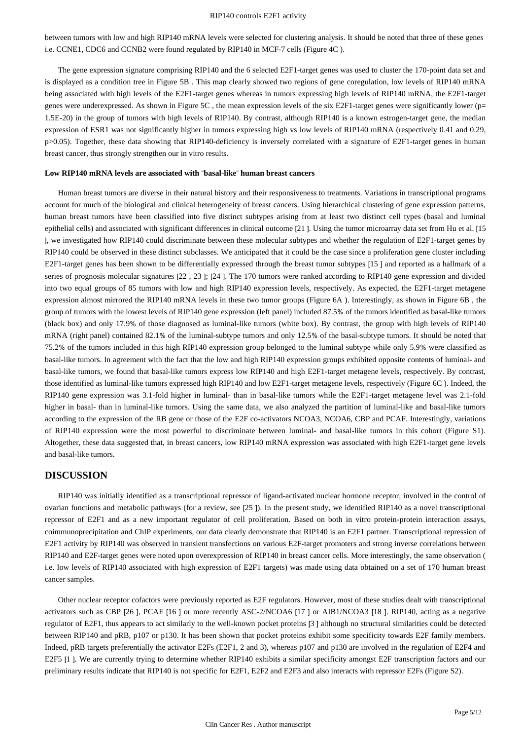between tumors with low and high RIP140 mRNA levels were selected for clustering analysis. It should be noted that three of these genes i.e. CCNE1, CDC6 and CCNB2 were found regulated by RIP140 in MCF-7 cells (Figure 4C ).

The gene expression signature comprising RIP140 and the 6 selected E2F1-target genes was used to cluster the 170-point data set and is displayed as a condition tree in Figure 5B . This map clearly showed two regions of gene coregulation, low levels of RIP140 mRNA being associated with high levels of the E2F1-target genes whereas in tumors expressing high levels of RIP140 mRNA, the E2F1-target genes were underexpressed. As shown in Figure 5C , the mean expression levels of the six E2F1-target genes were significantly lower (p= 1.5E-20) in the group of tumors with high levels of RIP140. By contrast, although RIP140 is a known estrogen-target gene, the median expression of ESR1 was not significantly higher in tumors expressing high vs low levels of RIP140 mRNA (respectively 0.41 and 0.29, p>0.05). Together, these data showing that RIP140-deficiency is inversely correlated with a signature of E2F1-target genes in human breast cancer, thus strongly strengthen our in vitro results.

#### Low RIP140 mRNA levels are associated with "basal-like" human breast cancers

Human breast tumors are diverse in their natural history and their responsiveness to treatments. Variations in transcriptional programs account for much of the biological and clinical heterogeneity of breast cancers. Using hierarchical clustering of gene expression patterns, human breast tumors have been classified into five distinct subtypes arising from at least two distinct cell types (basal and luminal epithelial cells) and associated with significant differences in clinical outcome [21 ]. Using the tumor microarray data set from Hu et al. [15 ], we investigated how RIP140 could discriminate between these molecular subtypes and whether the regulation of E2F1-target genes by RIP140 could be observed in these distinct subclasses. We anticipated that it could be the case since a proliferation gene cluster including E2F1-target genes has been shown to be differentially expressed through the breast tumor subtypes [15 ] and reported as a hallmark of a series of prognosis molecular signatures [22 , 23 ]; [24 ]. The 170 tumors were ranked according to RIP140 gene expression and divided into two equal groups of 85 tumors with low and high RIP140 expression levels, respectively. As expected, the E2F1-target metagene expression almost mirrored the RIP140 mRNA levels in these two tumor groups (Figure 6A ). Interestingly, as shown in Figure 6B , the group of tumors with the lowest levels of RIP140 gene expression (left panel) included 87.5% of the tumors identified as basal-like tumors (black box) and only 17.9% of those diagnosed as luminal-like tumors (white box). By contrast, the group with high levels of RIP140 mRNA (right panel) contained 82.1% of the luminal-subtype tumors and only 12.5% of the basal-subtype tumors. It should be noted that 75.2% of the tumors included in this high RIP140 expression group belonged to the luminal subtype while only 5.9% were classified as basal-like tumors. In agreement with the fact that the low and high RIP140 expression groups exhibited opposite contents of luminal- and basal-like tumors, we found that basal-like tumors express low RIP140 and high E2F1-target metagene levels, respectively. By contrast, those identified as luminal-like tumors expressed high RIP140 and low E2F1-target metagene levels, respectively (Figure 6C ). Indeed, the RIP140 gene expression was 3.1-fold higher in luminal- than in basal-like tumors while the E2F1-target metagene level was 2.1-fold higher in basal- than in luminal-like tumors. Using the same data, we also analyzed the partition of luminal-like and basal-like tumors according to the expression of the RB gene or those of the E2F co-activators NCOA3, NCOA6, CBP and PCAF. Interestingly, variations of RIP140 expression were the most powerful to discriminate between luminal- and basal-like tumors in this cohort (Figure S1). Altogether, these data suggested that, in breast cancers, low RIP140 mRNA expression was associated with high E2F1-target gene levels and basal-like tumors.

## DISCUSSION

RIP140 was initially identified as a transcriptional repressor of ligand-activated nuclear hormone receptor, involved in the control of ovarian functions and metabolic pathways (for a review, see [25 ]). In the present study, we identified RIP140 as a novel transcriptional repressor of E2F1 and as a new important regulator of cell proliferation. Based on both in vitro protein-protein interaction assays, coimmunoprecipitation and ChIP experiments, our data clearly demonstrate that RIP140 is an E2F1 partner. Transcriptional repression of E2F1 activity by RIP140 was observed in transient transfections on various E2F-target promoters and strong inverse correlations between RIP140 and E2F-target genes were noted upon overexpression of RIP140 in breast cancer cells. More interestingly, the same observation ( i.e. low levels of RIP140 associated with high expression of E2F1 targets) was made using data obtained on a set of 170 human breast cancer samples.

Other nuclear receptor cofactors were previously reported as E2F regulators. However, most of these studies dealt with transcriptional activators such as CBP [26 ], PCAF [16 ] or more recently ASC-2/NCOA6 [17 ] or AIB1/NCOA3 [18 ]. RIP140, acting as a negative regulator of E2F1, thus appears to act similarly to the well-known pocket proteins [3 ] although no structural similarities could be detected between RIP140 and pRB, p107 or p130. It has been shown that pocket proteins exhibit some specificity towards E2F family members. Indeed, pRB targets preferentially the activator E2Fs (E2F1, 2 and 3), whereas p107 and p130 are involved in the regulation of E2F4 and E2F5 [1 ]. We are currently trying to determine whether RIP140 exhibits a similar specificity amongst E2F transcription factors and our preliminary results indicate that RIP140 is not specific for E2F1, E2F2 and E2F3 and also interacts with repressor E2Fs (Figure S2).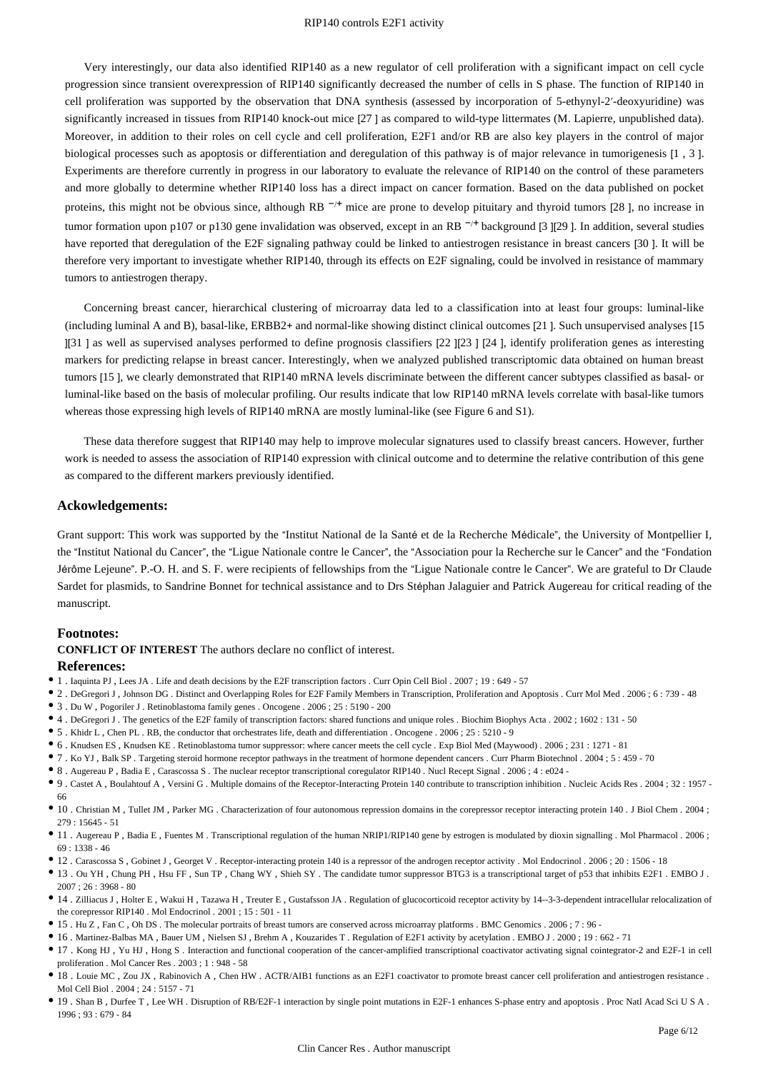Very interestingly, our data also identified RIP140 as a new regulator of cell proliferation with a significant impact on cell cycle progression since transient overexpression of RIP140 significantly decreased the number of cells in S phase. The function of RIP140 in cell proliferation was supported by the observation that DNA synthesis (assessed by incorporation of 5-ethynyl-2′-deoxyuridine) was significantly increased in tissues from RIP140 knock-out mice [27 ] as compared to wild-type littermates (M. Lapierre, unpublished data). Moreover, in addition to their roles on cell cycle and cell proliferation, E2F1 and/or RB are also key players in the control of major biological processes such as apoptosis or differentiation and deregulation of this pathway is of major relevance in tumorigenesis [1 , 3 ]. Experiments are therefore currently in progress in our laboratory to evaluate the relevance of RIP140 on the control of these parameters and more globally to determine whether RIP140 loss has a direct impact on cancer formation. Based on the data published on pocket proteins, this might not be obvious since, although RB $^{-/+}$ mice are prone to develop pituitary and thyroid tumors [28 ], no increase in tumor formation upon p107 or p130 gene invalidation was observed, except in an RB $^{-/+}$ background [3 ][29 ]. In addition, several studies have reported that deregulation of the E2F signaling pathway could be linked to antiestrogen resistance in breast cancers [30 ]. It will be therefore very important to investigate whether RIP140, through its effects on E2F signaling, could be involved in resistance of mammary tumors to antiestrogen therapy.

Concerning breast cancer, hierarchical clustering of microarray data led to a classification into at least four groups: luminal-like (including luminal A and B), basal-like, ERBB2+ and normal-like showing distinct clinical outcomes [21 ]. Such unsupervised analyses [15 ][31 ] as well as supervised analyses performed to define prognosis classifiers [22 ][23 ] [24 ], identify proliferation genes as interesting markers for predicting relapse in breast cancer. Interestingly, when we analyzed published transcriptomic data obtained on human breast tumors [15 ], we clearly demonstrated that RIP140 mRNA levels discriminate between the different cancer subtypes classified as basal- or luminal-like based on the basis of molecular profiling. Our results indicate that low RIP140 mRNA levels correlate with basal-like tumors whereas those expressing high levels of RIP140 mRNA are mostly luminal-like (see Figure 6 and S1).

These data therefore suggest that RIP140 may help to improve molecular signatures used to classify breast cancers. However, further work is needed to assess the association of RIP140 expression with clinical outcome and to determine the relative contribution of this gene as compared to the different markers previously identified.

## Ackowledgements:

Grant support: This work was supported by the "Institut National de la Santé et de la Recherche Médicale", the University of Montpellier I, the "Institut National du Cancer", the "Ligue Nationale contre le Cancer", the "Association pour la Recherche sur le Cancer" and the "Fondation Jérôme Lejeune". P.-O. H. and S. F. were recipients of fellowships from the "Ligue Nationale contre le Cancer". We are grateful to Dr Claude Sardet for plasmids, to Sandrine Bonnet for technical assistance and to Drs Stéphan Jalaguier and Patrick Augereau for critical reading of the manuscript.

## Footnotes:

**CONFLICT OF INTEREST** The authors declare no conflict of interest.

## References:

- 1 . Iaquinta PJ , Lees JA . Life and death decisions by the E2F transcription factors . Curr Opin Cell Biol . 2007 ; 19 : 649 - 57
- 2 . DeGregori J , Johnson DG . Distinct and Overlapping Roles for E2F Family Members in Transcription, Proliferation and Apoptosis . Curr Mol Med . 2006 ; 6 : 739 - 48
- 3 . Du W , Pogoriler J . Retinoblastoma family genes . Oncogene . 2006 ; 25 : 5190 - 200
- 4 . DeGregori J . The genetics of the E2F family of transcription factors: shared functions and unique roles . Biochim Biophys Acta . 2002 ; 1602 : 131 - 50
- 5 . Khidr L , Chen PL . RB, the conductor that orchestrates life, death and differentiation . Oncogene . 2006 ; 25 : 5210 - 9
- 6 . Knudsen ES , Knudsen KE . Retinoblastoma tumor suppressor: where cancer meets the cell cycle . Exp Biol Med (Maywood) . 2006 ; 231 : 1271 - 81
- 7 . Ko YJ , Balk SP . Targeting steroid hormone receptor pathways in the treatment of hormone dependent cancers . Curr Pharm Biotechnol . 2004 ; 5 : 459 - 70
- 8 . Augereau P , Badia E , Carascossa S . The nuclear receptor transcriptional coregulator RIP140 . Nucl Recept Signal . 2006 ; 4 : e024 -
- 9 . Castet A , Boulahtouf A , Versini G . Multiple domains of the Receptor-Interacting Protein 140 contribute to transcription inhibition . Nucleic Acids Res . 2004 ; 32 : 1957 - 66
- 10 . Christian M , Tullet JM , Parker MG . Characterization of four autonomous repression domains in the corepressor receptor interacting protein 140 . J Biol Chem . 2004 ; 279 : 15645 - 51
- 11 . Augereau P , Badia E , Fuentes M . Transcriptional regulation of the human NRIP1/RIP140 gene by estrogen is modulated by dioxin signalling . Mol Pharmacol . 2006 ; 69 : 1338 - 46
- 12 . Carascossa S , Gobinet J , Georget V . Receptor-interacting protein 140 is a repressor of the androgen receptor activity . Mol Endocrinol . 2006 ; 20 : 1506 - 18
- 13 . Ou YH , Chung PH , Hsu FF , Sun TP , Chang WY , Shieh SY . The candidate tumor suppressor BTG3 is a transcriptional target of p53 that inhibits E2F1 . EMBO J . 2007 ; 26 : 3968 - 80
- 14 . Zilliacus J , Holter E , Wakui H , Tazawa H , Treuter E , Gustafsson JA . Regulation of glucocorticoid receptor activity by 14--3-3-dependent intracellular relocalization of the corepressor RIP140 . Mol Endocrinol . 2001 ; 15 : 501 - 11
- 15 . Hu Z , Fan C , Oh DS . The molecular portraits of breast tumors are conserved across microarray platforms . BMC Genomics . 2006 ; 7 : 96 -
- 16 . Martinez-Balbas MA , Bauer UM , Nielsen SJ , Brehm A , Kouzarides T . Regulation of E2F1 activity by acetylation . EMBO J . 2000 ; 19 : 662 - 71
- 17 . Kong HJ , Yu HJ , Hong S . Interaction and functional cooperation of the cancer-amplified transcriptional coactivator activating signal cointegrator-2 and E2F-1 in cell proliferation . Mol Cancer Res . 2003 ; 1 : 948 - 58
- 18 . Louie MC , Zou JX , Rabinovich A , Chen HW . ACTR/AIB1 functions as an E2F1 coactivator to promote breast cancer cell proliferation and antiestrogen resistance . Mol Cell Biol . 2004 ; 24 : 5157 - 71
- 19 . Shan B , Durfee T , Lee WH . Disruption of RB/E2F-1 interaction by single point mutations in E2F-1 enhances S-phase entry and apoptosis . Proc Natl Acad Sci U S A . 1996 ; 93 : 679 - 84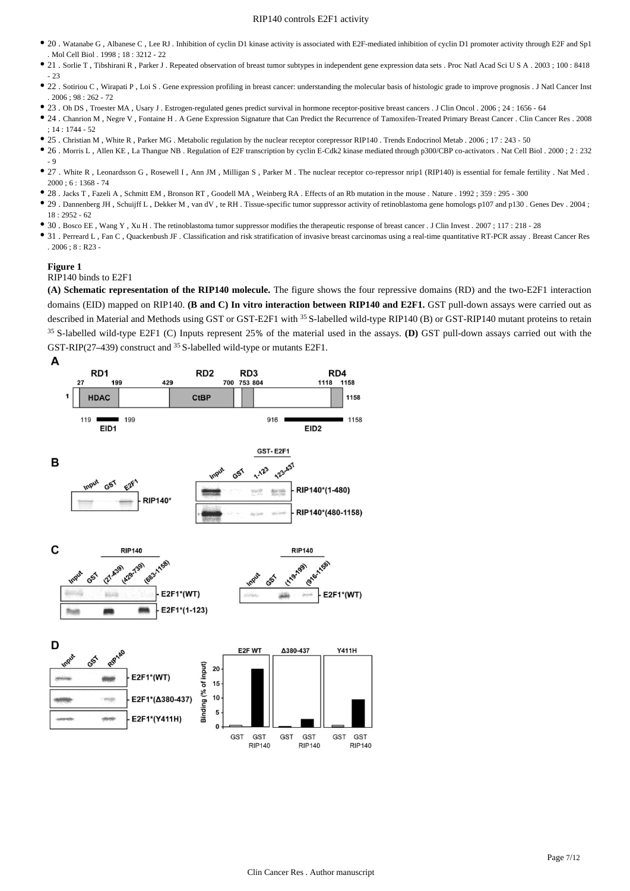- 20 . Watanabe G , Albanese C , Lee RJ . Inhibition of cyclin D1 kinase activity is associated with E2F-mediated inhibition of cyclin D1 promoter activity through E2F and Sp1 . Mol Cell Biol . 1998 ; 18 : 3212 - 22
- 21 . Sorlie T , Tibshirani R , Parker J . Repeated observation of breast tumor subtypes in independent gene expression data sets . Proc Natl Acad Sci U S A . 2003 ; 100 : 8418 - 23
- 22 . Sotiriou C , Wirapati P , Loi S . Gene expression profiling in breast cancer: understanding the molecular basis of histologic grade to improve prognosis . J Natl Cancer Inst . 2006 ; 98 : 262 - 72
- 23 . Oh DS , Troester MA , Usary J . Estrogen-regulated genes predict survival in hormone receptor-positive breast cancers . J Clin Oncol . 2006 ; 24 : 1656 - 64
- 24 . Chanrion M , Negre V , Fontaine H . A Gene Expression Signature that Can Predict the Recurrence of Tamoxifen-Treated Primary Breast Cancer . Clin Cancer Res . 2008 ; 14 : 1744 - 52
- 25 . Christian M , White R , Parker MG . Metabolic regulation by the nuclear receptor corepressor RIP140 . Trends Endocrinol Metab . 2006 ; 17 : 243 - 50
- 26 . Morris L , Allen KE , La Thangue NB . Regulation of E2F transcription by cyclin E-Cdk2 kinase mediated through p300/CBP co-activators . Nat Cell Biol . 2000 ; 2 : 232 - 9
- 27 . White R , Leonardsson G , Rosewell I , Ann JM , Milligan S , Parker M . The nuclear receptor co-repressor nrip1 (RIP140) is essential for female fertility . Nat Med . 2000 ; 6 : 1368 - 74
- 28 . Jacks T , Fazeli A , Schmitt EM , Bronson RT , Goodell MA , Weinberg RA . Effects of an Rb mutation in the mouse . Nature . 1992 ; 359 : 295 - 300
- 29 . Dannenberg JH , Schuijff L , Dekker M , van dV , te RH . Tissue-specific tumor suppressor activity of retinoblastoma gene homologs p107 and p130 . Genes Dev . 2004 ; 18 : 2952 - 62
- 30 . Bosco EE , Wang Y , Xu H . The retinoblastoma tumor suppressor modifies the therapeutic response of breast cancer . J Clin Invest . 2007 ; 117 : 218 - 28
- 31 . Perreard L , Fan C , Quackenbush JF . Classification and risk stratification of invasive breast carcinomas using a real-time quantitative RT-PCR assay . Breast Cancer Res . 2006 ; 8 : R23 -

**Figure 1**

RIP140 binds to E2F1

**(A) Schematic representation of the RIP140 molecule.** The figure shows the four repressive domains (RD) and the two-E2F1 interaction domains (EID) mapped on RIP140. **(B and C) In vitro interaction between RIP140 and E2F1.** GST pull-down assays were carried out as described in Material and Methods using GST or GST-E2F1 with $^{35}$S-labelled wild-type RIP140 (B) or GST-RIP140 mutant proteins to retain $^{35}$S-labelled wild-type E2F1 (C) Inputs represent 25% of the material used in the assays. **(D)** GST pull-down assays carried out with the GST-RIP(27–439) construct and $^{35}$S-labelled wild-type or mutants E2F1.

A

RD1 RD2 RD3 RD4
27 199 429 700 753 804 1118 1158
1 HDAC CtBP 1158
119 199 916 1158
EID1 EID2

B

Input GST E2F1
RIP140*

GST- E2F1
Input GST 1-123 123-437
RIP140*(1-480)
RIP140*(480-1158)

C

RIP140
Input GST (27-439) (429-739) (683-1158)
E2F1*(WT)
E2F1*(1-123)

RIP140
Input GST (119-199) (916-1158)
E2F1*(WT)

D

Input GST RIP140
E2F1*(WT)
E2F1*(Δ380-437)
E2F1*(Y411H)

E2F WT Δ380-437 Y411H
Binding (% of input)
20
15
10
5
0
GST GST RIP140 GST GST RIP140 GST GST RIP140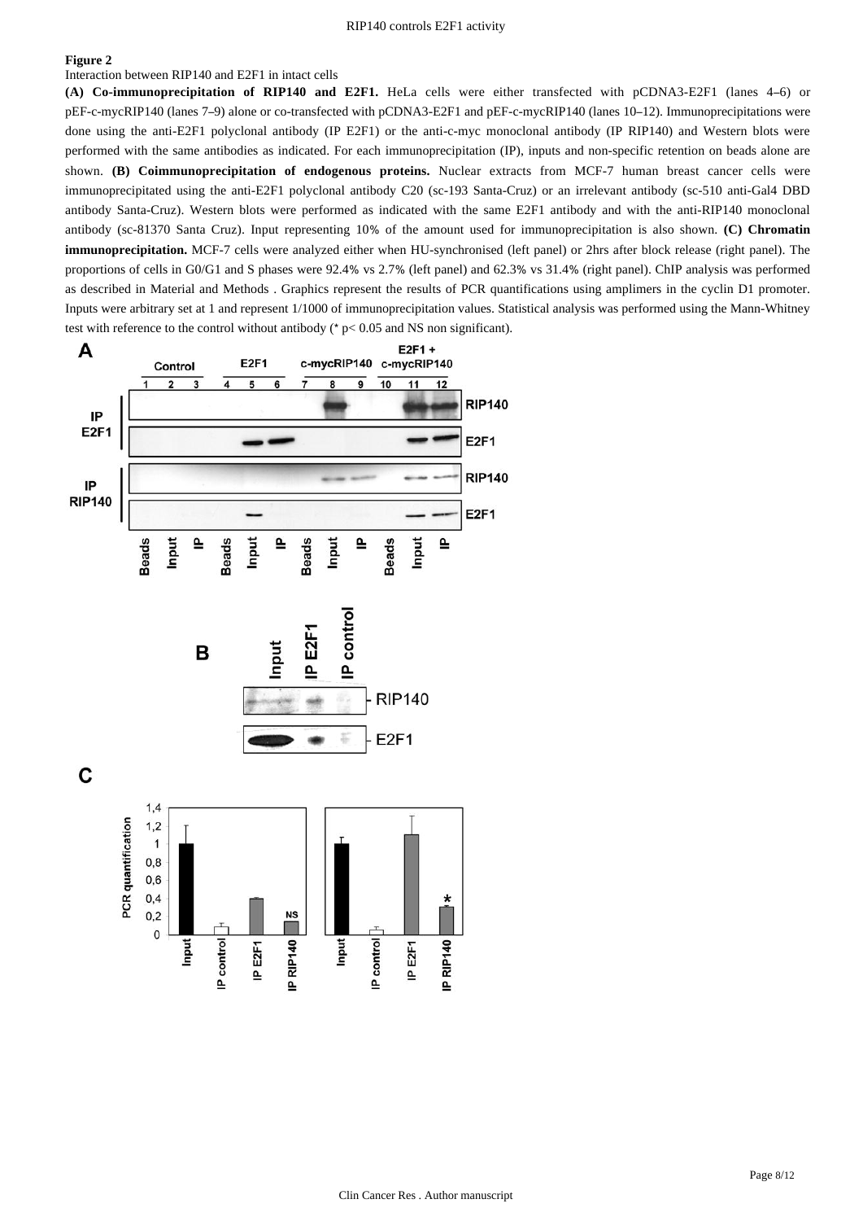**Figure 2**

Interaction between RIP140 and E2F1 in intact cells

**(A) Co-immunoprecipitation of RIP140 and E2F1.** HeLa cells were either transfected with pCDNA3-E2F1 (lanes 4–6) or pEF-c-mycRIP140 (lanes 7–9) alone or co-transfected with pCDNA3-E2F1 and pEF-c-mycRIP140 (lanes 10–12). Immunoprecipitations were done using the anti-E2F1 polyclonal antibody (IP E2F1) or the anti-c-myc monoclonal antibody (IP RIP140) and Western blots were performed with the same antibodies as indicated. For each immunoprecipitation (IP), inputs and non-specific retention on beads alone are shown. **(B) Coimmunoprecipitation of endogenous proteins.** Nuclear extracts from MCF-7 human breast cancer cells were immunoprecipitated using the anti-E2F1 polyclonal antibody C20 (sc-193 Santa-Cruz) or an irrelevant antibody (sc-510 anti-Gal4 DBD antibody Santa-Cruz). Western blots were performed as indicated with the same E2F1 antibody and with the anti-RIP140 monoclonal antibody (sc-81370 Santa Cruz). Input representing 10% of the amount used for immunoprecipitation is also shown. **(C) Chromatin immunoprecipitation.** MCF-7 cells were analyzed either when HU-synchronised (left panel) or 2hrs after block release (right panel). The proportions of cells in G0/G1 and S phases were 92.4% vs 2.7% (left panel) and 62.3% vs 31.4% (right panel). ChIP analysis was performed as described in Material and Methods . Graphics represent the results of PCR quantifications using amplimers in the cyclin D1 promoter. Inputs were arbitrary set at 1 and represent 1/1000 of immunoprecipitation values. Statistical analysis was performed using the Mann-Whitney test with reference to the control without antibody (* $p< 0.05$ and NS non significant).

A

Control | E2F1 | c-mycRIP140 | E2F1 + c-mycRIP140

1 2 3 4 5 6 7 8 9 10 11 12

IP E2F1: RIP140, E2F1

IP RIP140: RIP140, E2F1

Beads Input IP Beads Input IP Beads Input IP Beads Input IP

B

Input | IP E2F1 | IP control

RIP140

E2F1

C

PCR quantification

1,4
1,2
1
0,8
0,6
0,4
0,2
0

NS

*

Input | IP control | IP E2F1 | IP RIP140

Input | IP control | IP E2F1 | IP RIP140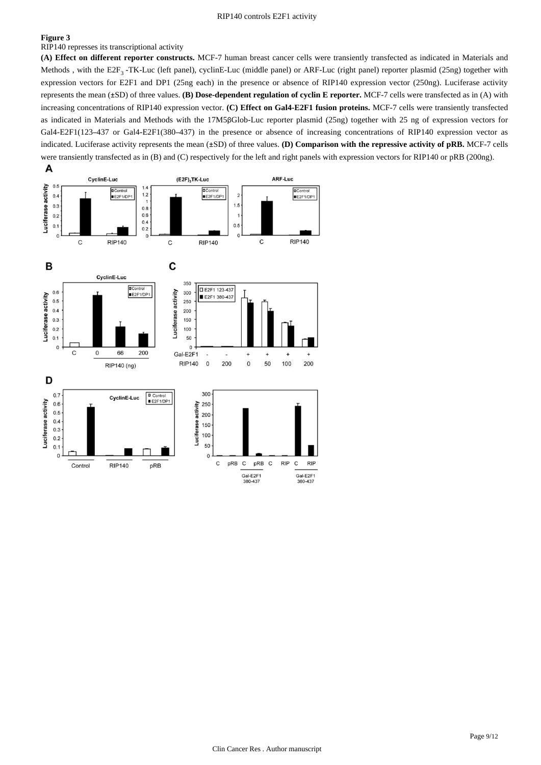**Figure 3**

RIP140 represses its transcriptional activity

**(A) Effect on different reporter constructs.** MCF-7 human breast cancer cells were transiently transfected as indicated in Materials and Methods , with the $E2F_3$ -TK-Luc (left panel), cyclinE-Luc (middle panel) or ARF-Luc (right panel) reporter plasmid (25ng) together with expression vectors for E2F1 and DP1 (25ng each) in the presence or absence of RIP140 expression vector (250ng). Luciferase activity represents the mean (±SD) of three values. **(B) Dose-dependent regulation of cyclin E reporter.** MCF-7 cells were transfected as in (A) with increasing concentrations of RIP140 expression vector. **(C) Effect on Gal4-E2F1 fusion proteins.** MCF-7 cells were transiently transfected as indicated in Materials and Methods with the 17M5βGlob-Luc reporter plasmid (25ng) together with 25 ng of expression vectors for Gal4-E2F1(123–437 or Gal4-E2F1(380–437) in the presence or absence of increasing concentrations of RIP140 expression vector as indicated. Luciferase activity represents the mean (±SD) of three values. **(D) Comparison with the repressive activity of pRB.** MCF-7 cells were transiently transfected as in (B) and (C) respectively for the left and right panels with expression vectors for RIP140 or pRB (200ng).

A

CyclinE-Luc
Luciferase activity
0.5
0.4
0.3
0.2
0.1
0
Control
E2F1/DP1
C
RIP140

$(E2F)_3$TK-Luc
1.4
1.2
1
0.8
0.6
0.4
0.2
0
Control
E2F1/DP1
C
RIP140

ARF-Luc
2
1.5
1
0.5
0
Control
E2F1/DP1
C
RIP140

B

CyclinE-Luc
Luciferase activity
0.6
0.5
0.4
0.3
0.2
0.1
0
Control
E2F1/DP1
C
0
66
200
RIP140 (ng)

C

Luciferase activity
350
300
250
200
150
100
50
0
E2F1 123-437
E2F1 380-437
Gal-E2F1 - - + + + +
RIP140 0 200 0 50 100 200

D

Luciferase activity
0.7
0.6
0.5
0.4
0.3
0.2
0.1
0
CyclinE-Luc
Control
E2F1/DP1
Control
RIP140
pRB

Luciferase activity
300
250
200
150
100
50
0
C pRB C pRB C RIP C RIP
Gal-E2F1 380-437
Gal-E2F1 380-437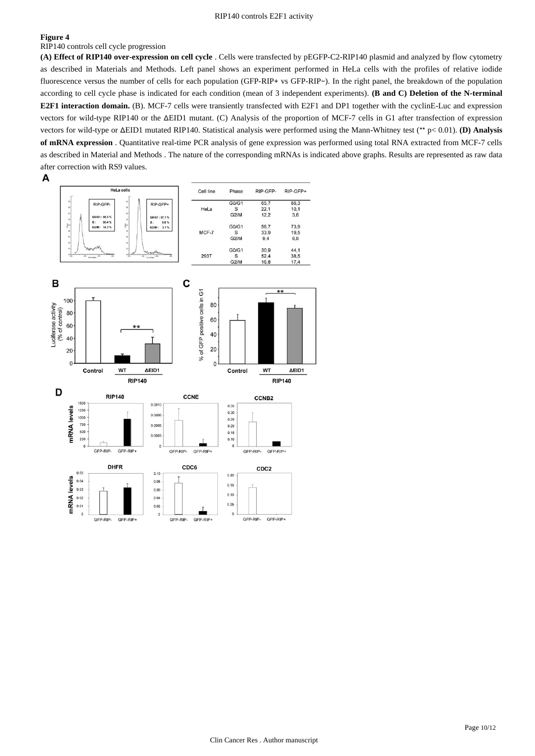**Figure 4**

RIP140 controls cell cycle progression

**(A) Effect of RIP140 over-expression on cell cycle** . Cells were transfected by pEGFP-C2-RIP140 plasmid and analyzed by flow cytometry as described in Materials and Methods. Left panel shows an experiment performed in HeLa cells with the profiles of relative iodide fluorescence versus the number of cells for each population (GFP-RIP+ vs GFP-RIP−). In the right panel, the breakdown of the population according to cell cycle phase is indicated for each condition (mean of 3 independent experiments). **(B and C) Deletion of the N-terminal E2F1 interaction domain.** (B). MCF-7 cells were transiently transfected with E2F1 and DP1 together with the cyclinE-Luc and expression vectors for wild-type RIP140 or the ΔEID1 mutant. (C) Analysis of the proportion of MCF-7 cells in G1 after transfection of expression vectors for wild-type or ΔEID1 mutated RIP140. Statistical analysis were performed using the Mann-Whitney test (** $p < 0.01$). **(D) Analysis of mRNA expression** . Quantitative real-time PCR analysis of gene expression was performed using total RNA extracted from MCF-7 cells as described in Material and Methods . The nature of the corresponding mRNAs is indicated above graphs. Results are represented as raw data after correction with RS9 values.

A

HeLa cells

RIP-GFP-
G0/G1 : 55.3 %
S : 30.4 %
G2/M : 14.3 %

RIP-GFP+
G0/G1 : 87.1 %
S : 9.8 %
G2/M : 3.1 %

| Cell line | Phase | RIP-GFP- | RIP-GFP+ |
|---|---|---|---|
| HeLa | G0/G1 | 65,7 | 86,3 |
| | S | 22,1 | 10,1 |
| | G2/M | 12,2 | 3,6 |
| MCF-7 | G0/G1 | 56,7 | 73,9 |
| | S | 33,9 | 19,5 |
| | G2/M | 9,4 | 6,6 |
| 293T | G0/G1 | 30,9 | 44,1 |
| | S | 52,4 | 38,5 |
| | G2/M | 16,8 | 17,4 |

B

Luciferase activity (% of control)

Control, WT, ΔEID1

RIP140

**

C

% of GFP positive cells in G1

Control, WT, ΔEID1

RIP140

**

D

mRNA levels

RIP140, CCNE, CCNB2, DHFR, CDC6, CDC2

GFP-RIP-, GFP-RIP+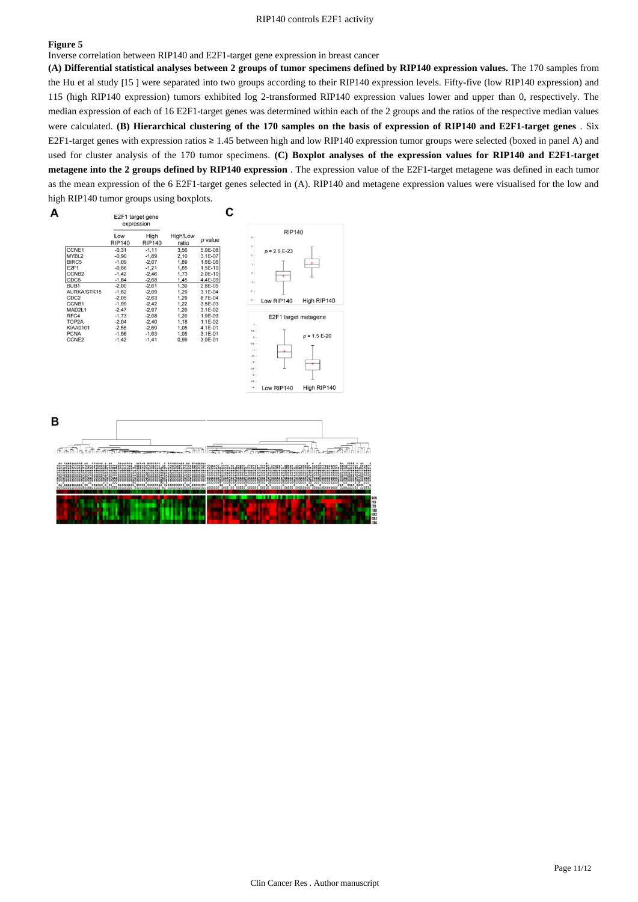## Figure 5

Inverse correlation between RIP140 and E2F1-target gene expression in breast cancer

**(A) Differential statistical analyses between 2 groups of tumor specimens defined by RIP140 expression values.** The 170 samples from the Hu et al study [15 ] were separated into two groups according to their RIP140 expression levels. Fifty-five (low RIP140 expression) and 115 (high RIP140 expression) tumors exhibited log 2-transformed RIP140 expression values lower and upper than 0, respectively. The median expression of each of 16 E2F1-target genes was determined within each of the 2 groups and the ratios of the respective median values were calculated. **(B) Hierarchical clustering of the 170 samples on the basis of expression of RIP140 and E2F1-target genes** . Six E2F1-target genes with expression ratios ≥ 1.45 between high and low RIP140 expression tumor groups were selected (boxed in panel A) and used for cluster analysis of the 170 tumor specimens. **(C) Boxplot analyses of the expression values for RIP140 and E2F1-target metagene into the 2 groups defined by RIP140 expression** . The expression value of the E2F1-target metagene was defined in each tumor as the mean expression of the 6 E2F1-target genes selected in (A). RIP140 and metagene expression values were visualised for the low and high RIP140 tumor groups using boxplots.

**A**

| | E2F1 target gene expression | | | |
|---|---|---|---|---|
| | Low RIP140 | High RIP140 | High/Low ratio | *p* value |
| CCNE1 | -0,31 | -1,11 | 3,56 | 5,0E-08 |
| MYBL2 | -0,90 | -1,89 | 2,10 | 3,1E-07 |
| BIRC5 | -1,09 | -2,07 | 1,89 | 1,6E-06 |
| E2F1 | -0,66 | -1,21 | 1,85 | 1,5E-10 |
| CCNB2 | -1,42 | -2,46 | 1,73 | 2,0E-10 |
| CDC6 | -1,84 | -2,68 | 1,45 | 4,4E-09 |
| BUB1 | -2,00 | -2,61 | 1,30 | 2,8E-05 |
| AURKA/STK15 | -1,62 | -2,09 | 1,29 | 3,1E-04 |
| CDC2 | -2,05 | -2,63 | 1,29 | 8,7E-04 |
| CCNB1 | -1,99 | -2,42 | 1,22 | 3,5E-03 |
| MAD2L1 | -2,47 | -2,97 | 1,20 | 3,1E-02 |
| RFC4 | -1,73 | -2,08 | 1,20 | 1,9E-03 |
| TOP2A | -2,04 | -2,40 | 1,18 | 1,1E-02 |
| KIAA0101 | -2,55 | -2,69 | 1,05 | 4,1E-01 |
| PCNA | -1,56 | -1,63 | 1,05 | 3,1E-01 |
| CCNE2 | -1,42 | -1,41 | 0,99 | 3,0E-01 |

**C**

RIP140

$p = 2.6$ E-23

Low RIP140 High RIP140

E2F1 target metagene

$p = 1.5$ E-20

Low RIP140 High RIP140

**B**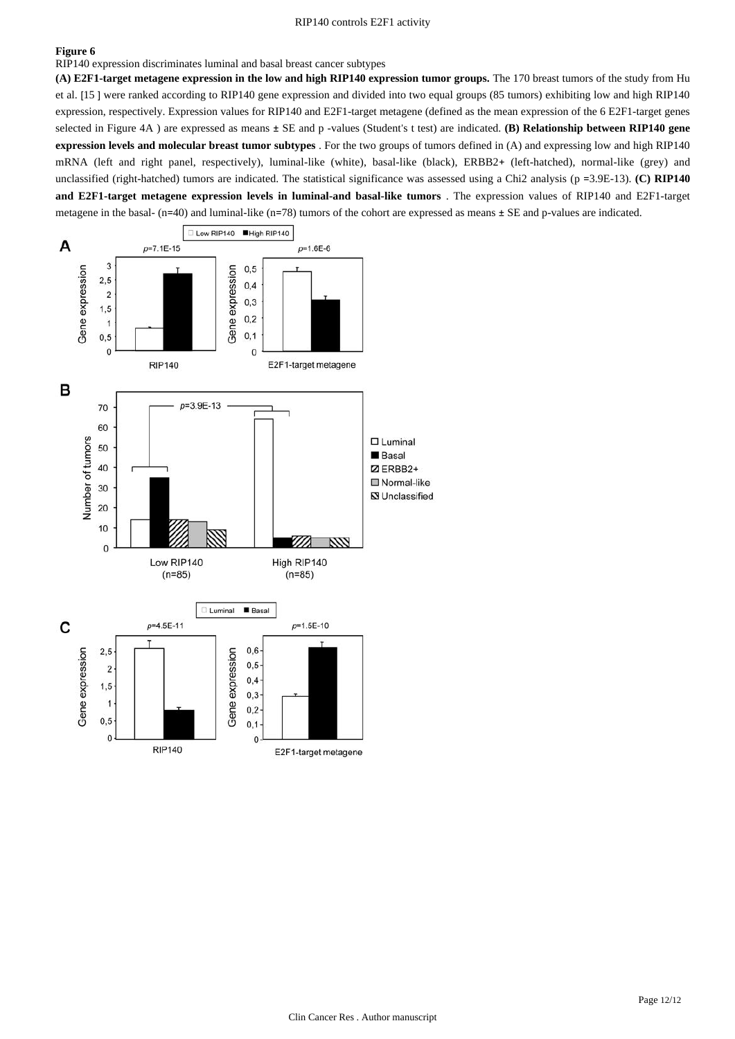**Figure 6**

RIP140 expression discriminates luminal and basal breast cancer subtypes

**(A) E2F1-target metagene expression in the low and high RIP140 expression tumor groups.** The 170 breast tumors of the study from Hu et al. [15 ] were ranked according to RIP140 gene expression and divided into two equal groups (85 tumors) exhibiting low and high RIP140 expression, respectively. Expression values for RIP140 and E2F1-target metagene (defined as the mean expression of the 6 E2F1-target genes selected in Figure 4A ) are expressed as means ± SE and p -values (Student's t test) are indicated. **(B) Relationship between RIP140 gene expression levels and molecular breast tumor subtypes** . For the two groups of tumors defined in (A) and expressing low and high RIP140 mRNA (left and right panel, respectively), luminal-like (white), basal-like (black), ERBB2+ (left-hatched), normal-like (grey) and unclassified (right-hatched) tumors are indicated. The statistical significance was assessed using a Chi2 analysis (p =3.9E-13). **(C) RIP140 and E2F1-target metagene expression levels in luminal-and basal-like tumors** . The expression values of RIP140 and E2F1-target metagene in the basal- (n=40) and luminal-like (n=78) tumors of the cohort are expressed as means ± SE and p-values are indicated.

A

Low RIP140 High RIP140

p=7.1E-15

p=1.6E-6

Gene expression

RIP140

E2F1-target metagene

B

p=3.9E-13

Number of tumors

Luminal
Basal
ERBB2+
Normal-like
Unclassified

Low RIP140 (n=85)

High RIP140 (n=85)

C

Luminal Basal

p=4.5E-11

p=1.5E-10

Gene expression

RIP140

E2F1-target metagene